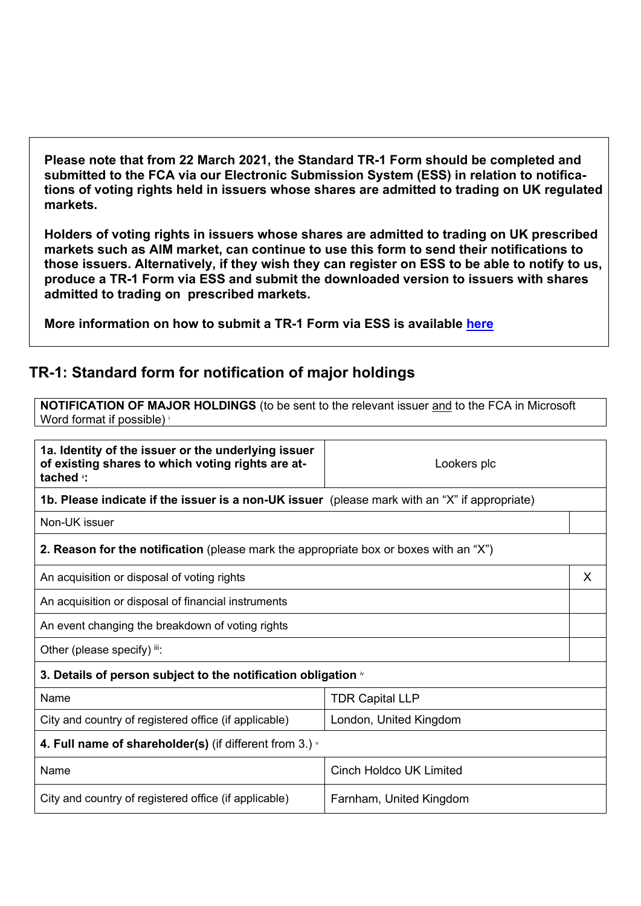**Please note that from 22 March 2021, the Standard TR-1 Form should be completed and submitted to the FCA via our Electronic Submission System (ESS) in relation to notifications of voting rights held in issuers whose shares are admitted to trading on UK regulated markets.**

**Holders of voting rights in issuers whose shares are admitted to trading on UK prescribed markets such as AIM market, can continue to use this form to send their notifications to those issuers. Alternatively, if they wish they can register on ESS to be able to notify to us, produce a TR-1 Form via ESS and submit the downloaded version to issuers with shares admitted to trading on prescribed markets.**

**More information on how to submit a TR-1 Form via ESS is available [here]()**

## TR-1: Standard form for notification of major holdings

| **NOTIFICATION OF MAJOR HOLDINGS** (to be sent to the relevant issuer and to the FCA in Microsoft Word format if possible) [i] |
|---|

| | | |
|---|---|---|
| **1a. Identity of the issuer or the underlying issuer of existing shares to which voting rights are attached** [ii]**:** | Lookers plc | |
| **1b. Please indicate if the issuer is a non-UK issuer** (please mark with an "X" if appropriate) | | |
| Non-UK issuer | | |
| **2. Reason for the notification** (please mark the appropriate box or boxes with an "X") | | |
| An acquisition or disposal of voting rights | | X |
| An acquisition or disposal of financial instruments | | |
| An event changing the breakdown of voting rights | | |
| Other (please specify) [iii]: | | |
| **3. Details of person subject to the notification obligation** [iv] | | |
| Name | TDR Capital LLP | |
| City and country of registered office (if applicable) | London, United Kingdom | |
| **4. Full name of shareholder(s)** (if different from 3.) [v] | | |
| Name | Cinch Holdco UK Limited | |
| City and country of registered office (if applicable) | Farnham, United Kingdom | |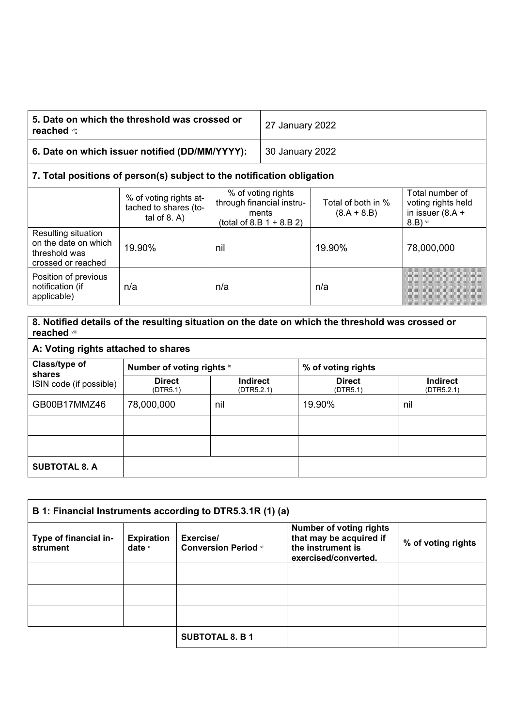| 5. Date on which the threshold was crossed or reached [vi]: | 27 January 2022 |
|---|---|
| **6. Date on which issuer notified (DD/MM/YYYY):** | 30 January 2022 |

## 7. Total positions of person(s) subject to the notification obligation

| | % of voting rights attached to shares (total of 8. A) | % of voting rights through financial instruments (total of 8.B 1 + 8.B 2) | Total of both in % (8.A + 8.B) | Total number of voting rights held in issuer (8.A + 8.B) [vii] |
|---|---|---|---|---|
| Resulting situation on the date on which threshold was crossed or reached | 19.90% | nil | 19.90% | 78,000,000 |
| Position of previous notification (if applicable) | n/a | n/a | n/a | |

## 8. Notified details of the resulting situation on the date on which the threshold was crossed or reached [viii]

### A: Voting rights attached to shares

| Class/type of shares ISIN code (if possible) | Number of voting rights [ix] | | % of voting rights | |
|---|---|---|---|---|
| | **Direct** (DTR5.1) | **Indirect** (DTR5.2.1) | **Direct** (DTR5.1) | **Indirect** (DTR5.2.1) |
| GB00B17MMZ46 | 78,000,000 | nil | 19.90% | nil |
| | | | | |
| | | | | |
| **SUBTOTAL 8. A** | | | | |

### B 1: Financial Instruments according to DTR5.3.1R (1) (a)

| Type of financial instrument | Expiration date [x] | Exercise/ Conversion Period [xi] | Number of voting rights that may be acquired if the instrument is exercised/converted. | % of voting rights |
|---|---|---|---|---|
| | | | | |
| | | | | |
| | | | | |
| | | **SUBTOTAL 8. B 1** | | |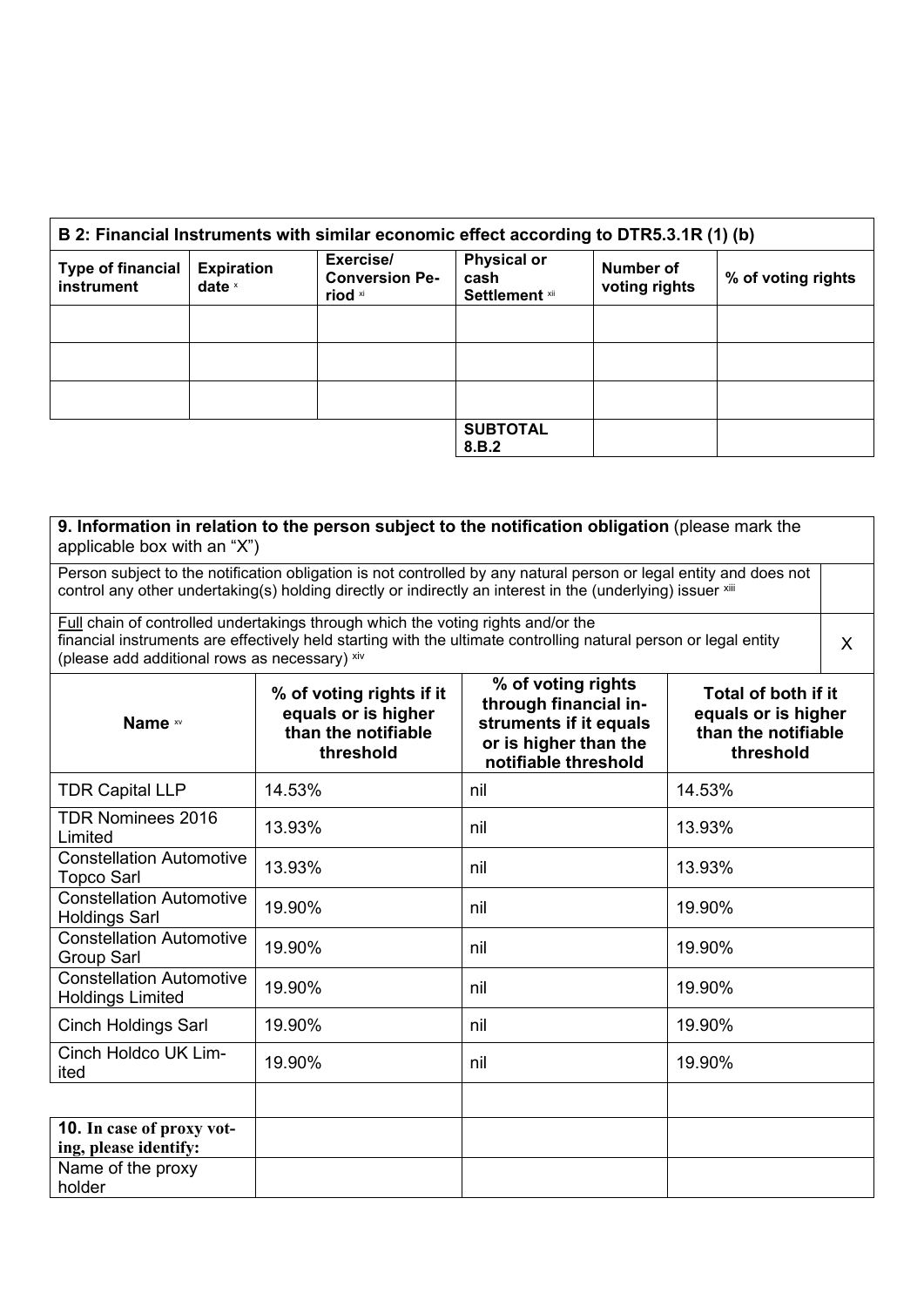| B 2: Financial Instruments with similar economic effect according to DTR5.3.1R (1) (b) | | | | | |
|---|---|---|---|---|---|
| Type of financial instrument | Expiration date [x] | Exercise/ Conversion Period [xi] | Physical or cash Settlement [xii] | Number of voting rights | % of voting rights |
| | | | | | |
| | | | | | |
| | | | | | |
| | | | SUBTOTAL 8.B.2 | | |

| 9. Information in relation to the person subject to the notification obligation (please mark the applicable box with an "X") | | | |
|---|---|---|---|
| Person subject to the notification obligation is not controlled by any natural person or legal entity and does not control any other undertaking(s) holding directly or indirectly an interest in the (underlying) issuer [xiii] | | | |
| Full chain of controlled undertakings through which the voting rights and/or the financial instruments are effectively held starting with the ultimate controlling natural person or legal entity (please add additional rows as necessary) [xiv] | | | X |
| Name [xv] | % of voting rights if it equals or is higher than the notifiable threshold | % of voting rights through financial instruments if it equals or is higher than the notifiable threshold | Total of both if it equals or is higher than the notifiable threshold |
| TDR Capital LLP | 14.53% | nil | 14.53% |
| TDR Nominees 2016 Limited | 13.93% | nil | 13.93% |
| Constellation Automotive Topco Sarl | 13.93% | nil | 13.93% |
| Constellation Automotive Holdings Sarl | 19.90% | nil | 19.90% |
| Constellation Automotive Group Sarl | 19.90% | nil | 19.90% |
| Constellation Automotive Holdings Limited | 19.90% | nil | 19.90% |
| Cinch Holdings Sarl | 19.90% | nil | 19.90% |
| Cinch Holdco UK Limited | 19.90% | nil | 19.90% |
| | | | |
| **10. In case of proxy voting, please identify:** | | | |
| Name of the proxy holder | | | |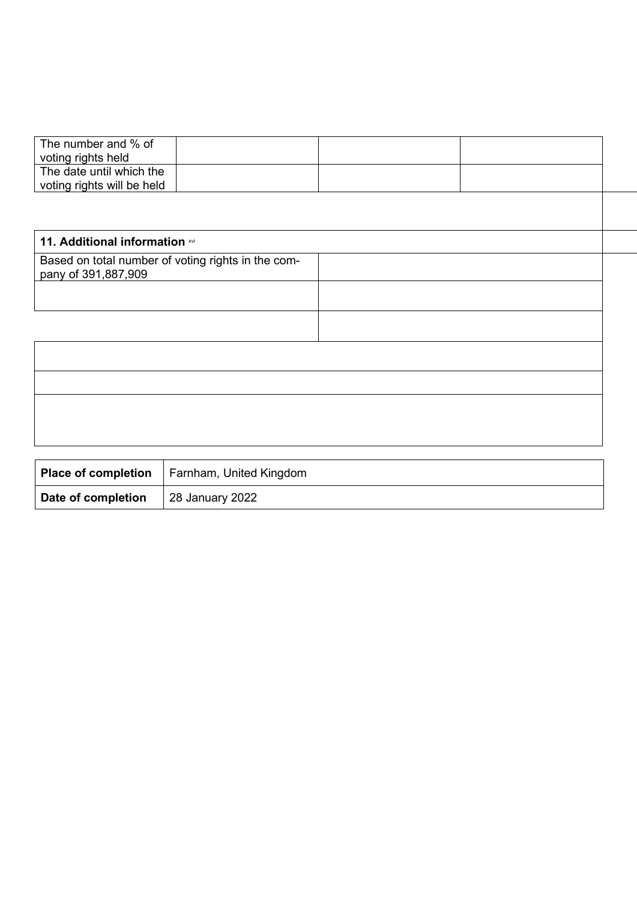| The number and % of voting rights held | | | |
|---|---|---|---|
| The date until which the voting rights will be held | | | |

| 11. Additional information [xvi] | |
|---|---|
| Based on total number of voting rights in the company of 391,887,909 | |
| | |
| | |
| | |
| | |
| | |

| Place of completion | Farnham, United Kingdom |
|---|---|
| Date of completion | 28 January 2022 |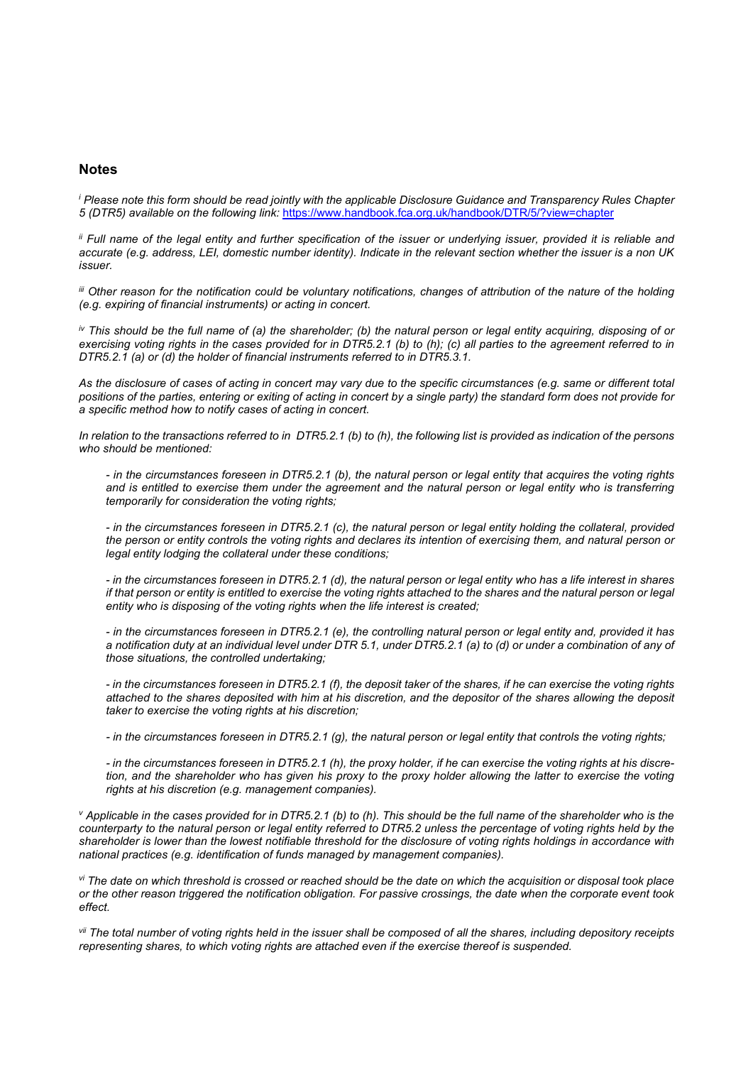## Notes

*[i] Please note this form should be read jointly with the applicable Disclosure Guidance and Transparency Rules Chapter 5 (DTR5) available on the following link:* https://www.handbook.fca.org.uk/handbook/DTR/5/?view=chapter

*[ii] Full name of the legal entity and further specification of the issuer or underlying issuer, provided it is reliable and accurate (e.g. address, LEI, domestic number identity). Indicate in the relevant section whether the issuer is a non UK issuer.*

*[iii] Other reason for the notification could be voluntary notifications, changes of attribution of the nature of the holding (e.g. expiring of financial instruments) or acting in concert.*

*[iv] This should be the full name of (a) the shareholder; (b) the natural person or legal entity acquiring, disposing of or exercising voting rights in the cases provided for in DTR5.2.1 (b) to (h); (c) all parties to the agreement referred to in DTR5.2.1 (a) or (d) the holder of financial instruments referred to in DTR5.3.1.*

*As the disclosure of cases of acting in concert may vary due to the specific circumstances (e.g. same or different total positions of the parties, entering or exiting of acting in concert by a single party) the standard form does not provide for a specific method how to notify cases of acting in concert.*

*In relation to the transactions referred to in DTR5.2.1 (b) to (h), the following list is provided as indication of the persons who should be mentioned:*

- *in the circumstances foreseen in DTR5.2.1 (b), the natural person or legal entity that acquires the voting rights and is entitled to exercise them under the agreement and the natural person or legal entity who is transferring temporarily for consideration the voting rights;*

- *in the circumstances foreseen in DTR5.2.1 (c), the natural person or legal entity holding the collateral, provided the person or entity controls the voting rights and declares its intention of exercising them, and natural person or legal entity lodging the collateral under these conditions;*

- *in the circumstances foreseen in DTR5.2.1 (d), the natural person or legal entity who has a life interest in shares if that person or entity is entitled to exercise the voting rights attached to the shares and the natural person or legal entity who is disposing of the voting rights when the life interest is created;*

- *in the circumstances foreseen in DTR5.2.1 (e), the controlling natural person or legal entity and, provided it has a notification duty at an individual level under DTR 5.1, under DTR5.2.1 (a) to (d) or under a combination of any of those situations, the controlled undertaking;*

- *in the circumstances foreseen in DTR5.2.1 (f), the deposit taker of the shares, if he can exercise the voting rights attached to the shares deposited with him at his discretion, and the depositor of the shares allowing the deposit taker to exercise the voting rights at his discretion;*

- *in the circumstances foreseen in DTR5.2.1 (g), the natural person or legal entity that controls the voting rights;*

- *in the circumstances foreseen in DTR5.2.1 (h), the proxy holder, if he can exercise the voting rights at his discretion, and the shareholder who has given his proxy to the proxy holder allowing the latter to exercise the voting rights at his discretion (e.g. management companies).*

*[v] Applicable in the cases provided for in DTR5.2.1 (b) to (h). This should be the full name of the shareholder who is the counterparty to the natural person or legal entity referred to DTR5.2 unless the percentage of voting rights held by the shareholder is lower than the lowest notifiable threshold for the disclosure of voting rights holdings in accordance with national practices (e.g. identification of funds managed by management companies).*

*[vi] The date on which threshold is crossed or reached should be the date on which the acquisition or disposal took place or the other reason triggered the notification obligation. For passive crossings, the date when the corporate event took effect.*

*[vii] The total number of voting rights held in the issuer shall be composed of all the shares, including depository receipts representing shares, to which voting rights are attached even if the exercise thereof is suspended.*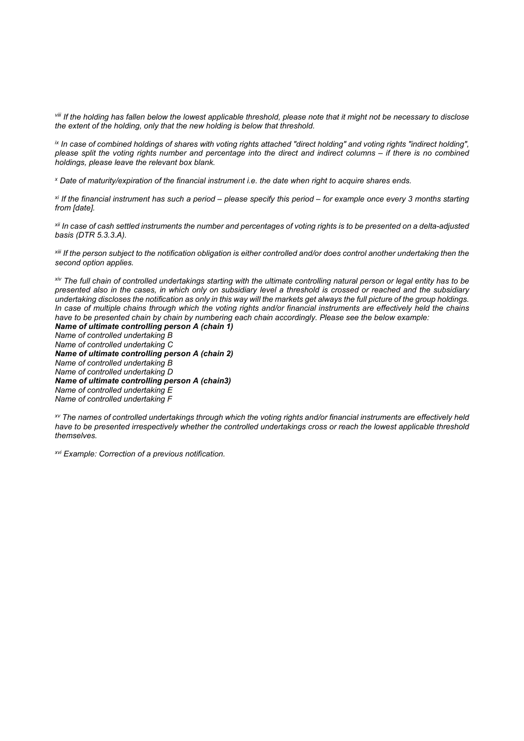*[viii] If the holding has fallen below the lowest applicable threshold, please note that it might not be necessary to disclose the extent of the holding, only that the new holding is below that threshold.*

*[ix] In case of combined holdings of shares with voting rights attached "direct holding" and voting rights "indirect holding", please split the voting rights number and percentage into the direct and indirect columns – if there is no combined holdings, please leave the relevant box blank.*

*[x] Date of maturity/expiration of the financial instrument i.e. the date when right to acquire shares ends.*

*[xi] If the financial instrument has such a period – please specify this period – for example once every 3 months starting from [date].*

*[xii] In case of cash settled instruments the number and percentages of voting rights is to be presented on a delta-adjusted basis (DTR 5.3.3.A).*

*[xiii] If the person subject to the notification obligation is either controlled and/or does control another undertaking then the second option applies.*

*[xiv] The full chain of controlled undertakings starting with the ultimate controlling natural person or legal entity has to be presented also in the cases, in which only on subsidiary level a threshold is crossed or reached and the subsidiary undertaking discloses the notification as only in this way will the markets get always the full picture of the group holdings. In case of multiple chains through which the voting rights and/or financial instruments are effectively held the chains have to be presented chain by chain by numbering each chain accordingly. Please see the below example:*
***Name of ultimate controlling person A (chain 1)***
*Name of controlled undertaking B*
*Name of controlled undertaking C*
***Name of ultimate controlling person A (chain 2)***
*Name of controlled undertaking B*
*Name of controlled undertaking D*
***Name of ultimate controlling person A (chain3)***
*Name of controlled undertaking E*
*Name of controlled undertaking F*

*[xv] The names of controlled undertakings through which the voting rights and/or financial instruments are effectively held have to be presented irrespectively whether the controlled undertakings cross or reach the lowest applicable threshold themselves.*

*[xvi] Example: Correction of a previous notification.*